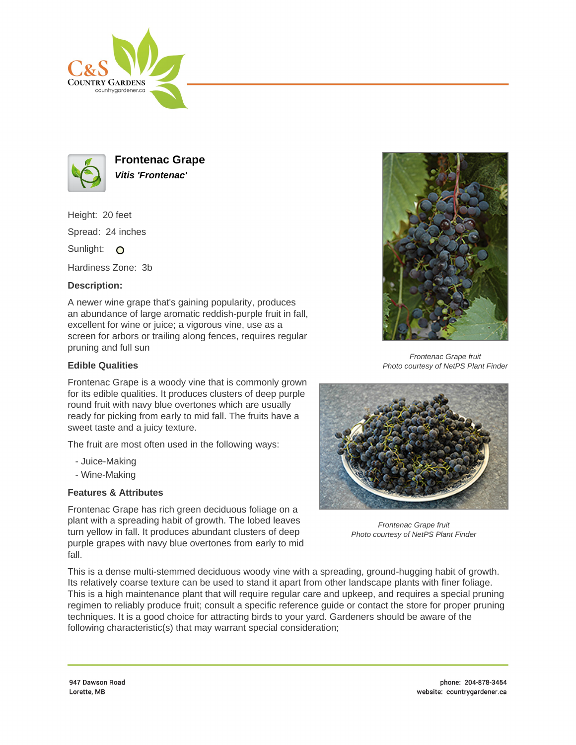# Frontenac Grape

***Vitis 'Frontenac'***

Height: 20 feet

Spread: 24 inches

Sunlight: O

Hardiness Zone: 3b

**Description:**

A newer wine grape that's gaining popularity, produces an abundance of large aromatic reddish-purple fruit in fall, excellent for wine or juice; a vigorous vine, use as a screen for arbors or trailing along fences, requires regular pruning and full sun

*Frontenac Grape fruit*
*Photo courtesy of NetPS Plant Finder*

## Edible Qualities

Frontenac Grape is a woody vine that is commonly grown for its edible qualities. It produces clusters of deep purple round fruit with navy blue overtones which are usually ready for picking from early to mid fall. The fruits have a sweet taste and a juicy texture.

The fruit are most often used in the following ways:

- Juice-Making
- Wine-Making

*Frontenac Grape fruit*
*Photo courtesy of NetPS Plant Finder*

## Features & Attributes

Frontenac Grape has rich green deciduous foliage on a plant with a spreading habit of growth. The lobed leaves turn yellow in fall. It produces abundant clusters of deep purple grapes with navy blue overtones from early to mid fall.

This is a dense multi-stemmed deciduous woody vine with a spreading, ground-hugging habit of growth. Its relatively coarse texture can be used to stand it apart from other landscape plants with finer foliage. This is a high maintenance plant that will require regular care and upkeep, and requires a special pruning regimen to reliably produce fruit; consult a specific reference guide or contact the store for proper pruning techniques. It is a good choice for attracting birds to your yard. Gardeners should be aware of the following characteristic(s) that may warrant special consideration;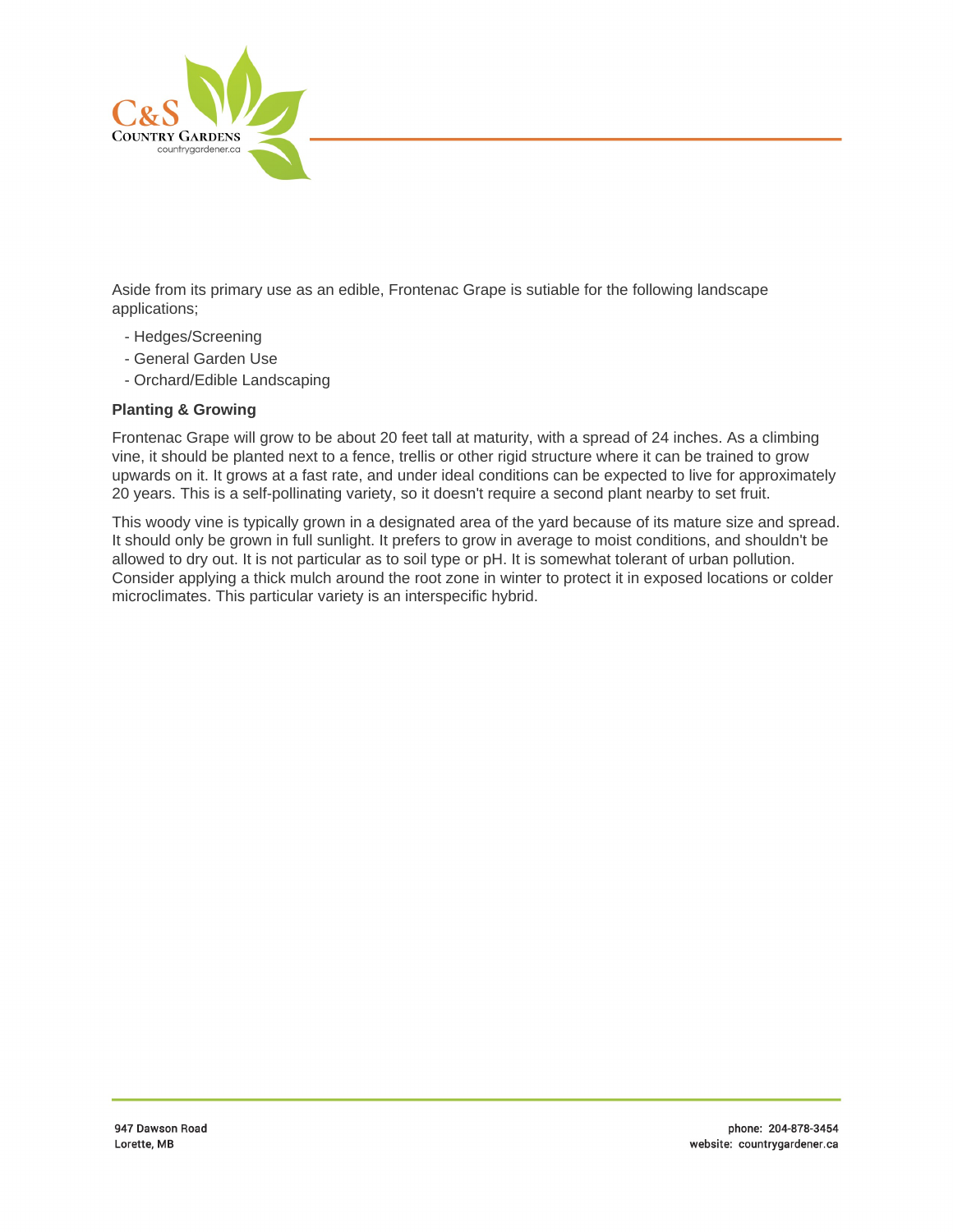Aside from its primary use as an edible, Frontenac Grape is sutiable for the following landscape applications;

- Hedges/Screening
- General Garden Use
- Orchard/Edible Landscaping

**Planting & Growing**

Frontenac Grape will grow to be about 20 feet tall at maturity, with a spread of 24 inches. As a climbing vine, it should be planted next to a fence, trellis or other rigid structure where it can be trained to grow upwards on it. It grows at a fast rate, and under ideal conditions can be expected to live for approximately 20 years. This is a self-pollinating variety, so it doesn't require a second plant nearby to set fruit.

This woody vine is typically grown in a designated area of the yard because of its mature size and spread. It should only be grown in full sunlight. It prefers to grow in average to moist conditions, and shouldn't be allowed to dry out. It is not particular as to soil type or pH. It is somewhat tolerant of urban pollution. Consider applying a thick mulch around the root zone in winter to protect it in exposed locations or colder microclimates. This particular variety is an interspecific hybrid.